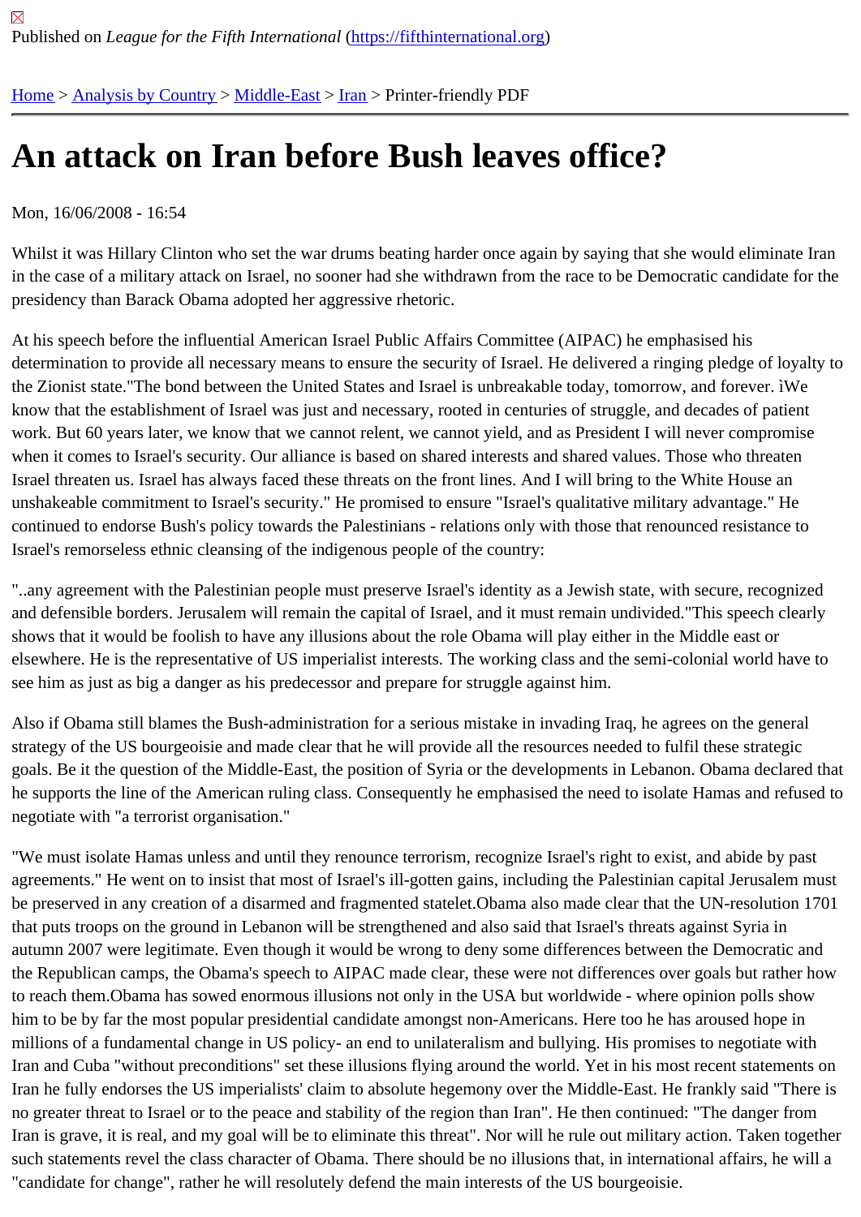Published on *League for the Fifth International* (https://fifthinternational.org)

Home > Analysis by Country > Middle-East > Iran > Printer-friendly PDF

# An attack on Iran before Bush leaves office?

Mon, 16/06/2008 - 16:54

Whilst it was Hillary Clinton who set the war drums beating harder once again by saying that she would eliminate Iran in the case of a military attack on Israel, no sooner had she withdrawn from the race to be Democratic candidate for the presidency than Barack Obama adopted her aggressive rhetoric.

At his speech before the influential American Israel Public Affairs Committee (AIPAC) he emphasised his determination to provide all necessary means to ensure the security of Israel. He delivered a ringing pledge of loyalty to the Zionist state."The bond between the United States and Israel is unbreakable today, tomorrow, and forever. ìWe know that the establishment of Israel was just and necessary, rooted in centuries of struggle, and decades of patient work. But 60 years later, we know that we cannot relent, we cannot yield, and as President I will never compromise when it comes to Israel's security. Our alliance is based on shared interests and shared values. Those who threaten Israel threaten us. Israel has always faced these threats on the front lines. And I will bring to the White House an unshakeable commitment to Israel's security." He promised to ensure "Israel's qualitative military advantage." He continued to endorse Bush's policy towards the Palestinians - relations only with those that renounced resistance to Israel's remorseless ethnic cleansing of the indigenous people of the country:

"..any agreement with the Palestinian people must preserve Israel's identity as a Jewish state, with secure, recognized and defensible borders. Jerusalem will remain the capital of Israel, and it must remain undivided."This speech clearly shows that it would be foolish to have any illusions about the role Obama will play either in the Middle east or elsewhere. He is the representative of US imperialist interests. The working class and the semi-colonial world have to see him as just as big a danger as his predecessor and prepare for struggle against him.

Also if Obama still blames the Bush-administration for a serious mistake in invading Iraq, he agrees on the general strategy of the US bourgeoisie and made clear that he will provide all the resources needed to fulfil these strategic goals. Be it the question of the Middle-East, the position of Syria or the developments in Lebanon. Obama declared that he supports the line of the American ruling class. Consequently he emphasised the need to isolate Hamas and refused to negotiate with "a terrorist organisation."

"We must isolate Hamas unless and until they renounce terrorism, recognize Israel's right to exist, and abide by past agreements." He went on to insist that most of Israel's ill-gotten gains, including the Palestinian capital Jerusalem must be preserved in any creation of a disarmed and fragmented statelet.Obama also made clear that the UN-resolution 1701 that puts troops on the ground in Lebanon will be strengthened and also said that Israel's threats against Syria in autumn 2007 were legitimate. Even though it would be wrong to deny some differences between the Democratic and the Republican camps, the Obama's speech to AIPAC made clear, these were not differences over goals but rather how to reach them.Obama has sowed enormous illusions not only in the USA but worldwide - where opinion polls show him to be by far the most popular presidential candidate amongst non-Americans. Here too he has aroused hope in millions of a fundamental change in US policy- an end to unilateralism and bullying. His promises to negotiate with Iran and Cuba "without preconditions" set these illusions flying around the world. Yet in his most recent statements on Iran he fully endorses the US imperialists' claim to absolute hegemony over the Middle-East. He frankly said "There is no greater threat to Israel or to the peace and stability of the region than Iran". He then continued: "The danger from Iran is grave, it is real, and my goal will be to eliminate this threat". Nor will he rule out military action. Taken together such statements revel the class character of Obama. There should be no illusions that, in international affairs, he will a "candidate for change", rather he will resolutely defend the main interests of the US bourgeoisie.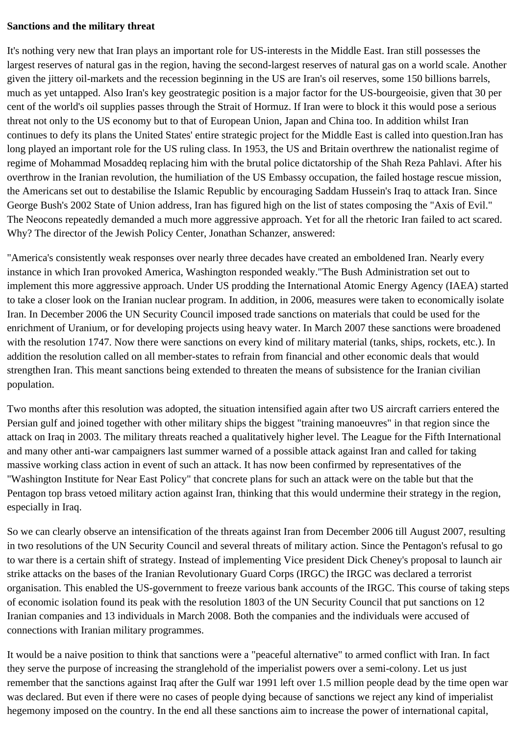**Sanctions and the military threat**

It's nothing very new that Iran plays an important role for US-interests in the Middle East. Iran still possesses the largest reserves of natural gas in the region, having the second-largest reserves of natural gas on a world scale. Another given the jittery oil-markets and the recession beginning in the US are Iran's oil reserves, some 150 billions barrels, much as yet untapped. Also Iran's key geostrategic position is a major factor for the US-bourgeoisie, given that 30 per cent of the world's oil supplies passes through the Strait of Hormuz. If Iran were to block it this would pose a serious threat not only to the US economy but to that of European Union, Japan and China too. In addition whilst Iran continues to defy its plans the United States' entire strategic project for the Middle East is called into question.Iran has long played an important role for the US ruling class. In 1953, the US and Britain overthrew the nationalist regime of regime of Mohammad Mosaddeq replacing him with the brutal police dictatorship of the Shah Reza Pahlavi. After his overthrow in the Iranian revolution, the humiliation of the US Embassy occupation, the failed hostage rescue mission, the Americans set out to destabilise the Islamic Republic by encouraging Saddam Hussein's Iraq to attack Iran. Since George Bush's 2002 State of Union address, Iran has figured high on the list of states composing the "Axis of Evil." The Neocons repeatedly demanded a much more aggressive approach. Yet for all the rhetoric Iran failed to act scared. Why? The director of the Jewish Policy Center, Jonathan Schanzer, answered:

"America's consistently weak responses over nearly three decades have created an emboldened Iran. Nearly every instance in which Iran provoked America, Washington responded weakly."The Bush Administration set out to implement this more aggressive approach. Under US prodding the International Atomic Energy Agency (IAEA) started to take a closer look on the Iranian nuclear program. In addition, in 2006, measures were taken to economically isolate Iran. In December 2006 the UN Security Council imposed trade sanctions on materials that could be used for the enrichment of Uranium, or for developing projects using heavy water. In March 2007 these sanctions were broadened with the resolution 1747. Now there were sanctions on every kind of military material (tanks, ships, rockets, etc.). In addition the resolution called on all member-states to refrain from financial and other economic deals that would strengthen Iran. This meant sanctions being extended to threaten the means of subsistence for the Iranian civilian population.

Two months after this resolution was adopted, the situation intensified again after two US aircraft carriers entered the Persian gulf and joined together with other military ships the biggest "training manoeuvres" in that region since the attack on Iraq in 2003. The military threats reached a qualitatively higher level. The League for the Fifth International and many other anti-war campaigners last summer warned of a possible attack against Iran and called for taking massive working class action in event of such an attack. It has now been confirmed by representatives of the "Washington Institute for Near East Policy" that concrete plans for such an attack were on the table but that the Pentagon top brass vetoed military action against Iran, thinking that this would undermine their strategy in the region, especially in Iraq.

So we can clearly observe an intensification of the threats against Iran from December 2006 till August 2007, resulting in two resolutions of the UN Security Council and several threats of military action. Since the Pentagon's refusal to go to war there is a certain shift of strategy. Instead of implementing Vice president Dick Cheney's proposal to launch air strike attacks on the bases of the Iranian Revolutionary Guard Corps (IRGC) the IRGC was declared a terrorist organisation. This enabled the US-government to freeze various bank accounts of the IRGC. This course of taking steps of economic isolation found its peak with the resolution 1803 of the UN Security Council that put sanctions on 12 Iranian companies and 13 individuals in March 2008. Both the companies and the individuals were accused of connections with Iranian military programmes.

It would be a naive position to think that sanctions were a "peaceful alternative" to armed conflict with Iran. In fact they serve the purpose of increasing the stranglehold of the imperialist powers over a semi-colony. Let us just remember that the sanctions against Iraq after the Gulf war 1991 left over 1.5 million people dead by the time open war was declared. But even if there were no cases of people dying because of sanctions we reject any kind of imperialist hegemony imposed on the country. In the end all these sanctions aim to increase the power of international capital,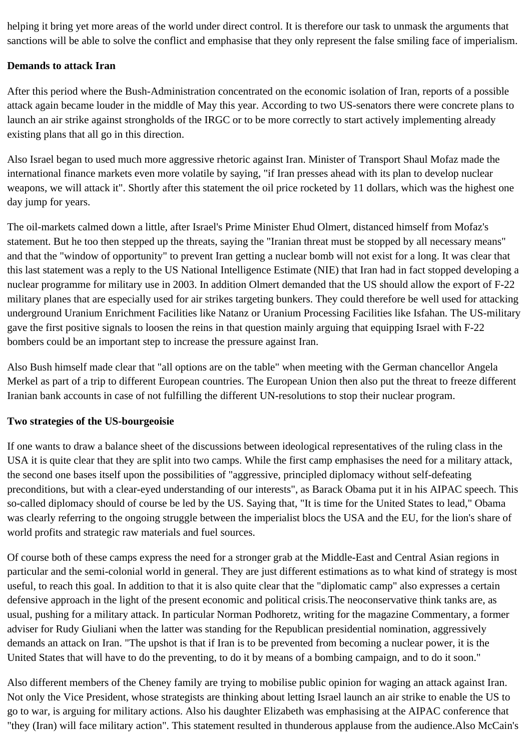helping it bring yet more areas of the world under direct control. It is therefore our task to unmask the arguments that sanctions will be able to solve the conflict and emphasise that they only represent the false smiling face of imperialism.

**Demands to attack Iran**

After this period where the Bush-Administration concentrated on the economic isolation of Iran, reports of a possible attack again became louder in the middle of May this year. According to two US-senators there were concrete plans to launch an air strike against strongholds of the IRGC or to be more correctly to start actively implementing already existing plans that all go in this direction.

Also Israel began to used much more aggressive rhetoric against Iran. Minister of Transport Shaul Mofaz made the international finance markets even more volatile by saying, "if Iran presses ahead with its plan to develop nuclear weapons, we will attack it". Shortly after this statement the oil price rocketed by 11 dollars, which was the highest one day jump for years.

The oil-markets calmed down a little, after Israel's Prime Minister Ehud Olmert, distanced himself from Mofaz's statement. But he too then stepped up the threats, saying the "Iranian threat must be stopped by all necessary means" and that the "window of opportunity" to prevent Iran getting a nuclear bomb will not exist for a long. It was clear that this last statement was a reply to the US National Intelligence Estimate (NIE) that Iran had in fact stopped developing a nuclear programme for military use in 2003. In addition Olmert demanded that the US should allow the export of F-22 military planes that are especially used for air strikes targeting bunkers. They could therefore be well used for attacking underground Uranium Enrichment Facilities like Natanz or Uranium Processing Facilities like Isfahan. The US-military gave the first positive signals to loosen the reins in that question mainly arguing that equipping Israel with F-22 bombers could be an important step to increase the pressure against Iran.

Also Bush himself made clear that "all options are on the table" when meeting with the German chancellor Angela Merkel as part of a trip to different European countries. The European Union then also put the threat to freeze different Iranian bank accounts in case of not fulfilling the different UN-resolutions to stop their nuclear program.

**Two strategies of the US-bourgeoisie**

If one wants to draw a balance sheet of the discussions between ideological representatives of the ruling class in the USA it is quite clear that they are split into two camps. While the first camp emphasises the need for a military attack, the second one bases itself upon the possibilities of "aggressive, principled diplomacy without self-defeating preconditions, but with a clear-eyed understanding of our interests", as Barack Obama put it in his AIPAC speech. This so-called diplomacy should of course be led by the US. Saying that, "It is time for the United States to lead," Obama was clearly referring to the ongoing struggle between the imperialist blocs the USA and the EU, for the lion's share of world profits and strategic raw materials and fuel sources.

Of course both of these camps express the need for a stronger grab at the Middle-East and Central Asian regions in particular and the semi-colonial world in general. They are just different estimations as to what kind of strategy is most useful, to reach this goal. In addition to that it is also quite clear that the "diplomatic camp" also expresses a certain defensive approach in the light of the present economic and political crisis.The neoconservative think tanks are, as usual, pushing for a military attack. In particular Norman Podhoretz, writing for the magazine Commentary, a former adviser for Rudy Giuliani when the latter was standing for the Republican presidential nomination, aggressively demands an attack on Iran. "The upshot is that if Iran is to be prevented from becoming a nuclear power, it is the United States that will have to do the preventing, to do it by means of a bombing campaign, and to do it soon."

Also different members of the Cheney family are trying to mobilise public opinion for waging an attack against Iran. Not only the Vice President, whose strategists are thinking about letting Israel launch an air strike to enable the US to go to war, is arguing for military actions. Also his daughter Elizabeth was emphasising at the AIPAC conference that "they (Iran) will face military action". This statement resulted in thunderous applause from the audience.Also McCain's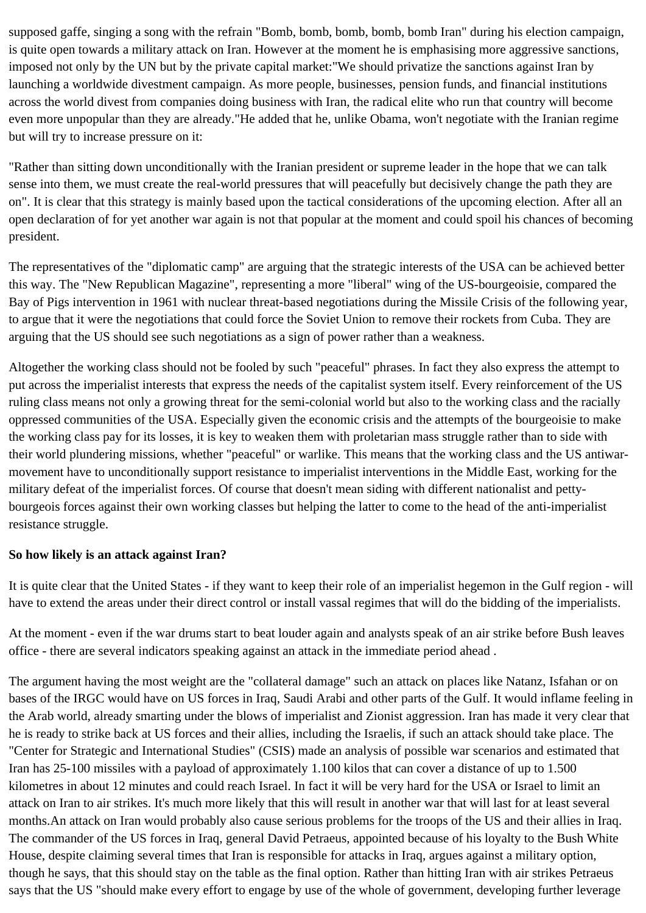supposed gaffe, singing a song with the refrain "Bomb, bomb, bomb, bomb, bomb Iran" during his election campaign, is quite open towards a military attack on Iran. However at the moment he is emphasising more aggressive sanctions, imposed not only by the UN but by the private capital market:"We should privatize the sanctions against Iran by launching a worldwide divestment campaign. As more people, businesses, pension funds, and financial institutions across the world divest from companies doing business with Iran, the radical elite who run that country will become even more unpopular than they are already."He added that he, unlike Obama, won't negotiate with the Iranian regime but will try to increase pressure on it:

"Rather than sitting down unconditionally with the Iranian president or supreme leader in the hope that we can talk sense into them, we must create the real-world pressures that will peacefully but decisively change the path they are on". It is clear that this strategy is mainly based upon the tactical considerations of the upcoming election. After all an open declaration of for yet another war again is not that popular at the moment and could spoil his chances of becoming president.

The representatives of the "diplomatic camp" are arguing that the strategic interests of the USA can be achieved better this way. The "New Republican Magazine", representing a more "liberal" wing of the US-bourgeoisie, compared the Bay of Pigs intervention in 1961 with nuclear threat-based negotiations during the Missile Crisis of the following year, to argue that it were the negotiations that could force the Soviet Union to remove their rockets from Cuba. They are arguing that the US should see such negotiations as a sign of power rather than a weakness.

Altogether the working class should not be fooled by such "peaceful" phrases. In fact they also express the attempt to put across the imperialist interests that express the needs of the capitalist system itself. Every reinforcement of the US ruling class means not only a growing threat for the semi-colonial world but also to the working class and the racially oppressed communities of the USA. Especially given the economic crisis and the attempts of the bourgeoisie to make the working class pay for its losses, it is key to weaken them with proletarian mass struggle rather than to side with their world plundering missions, whether "peaceful" or warlike. This means that the working class and the US antiwar-movement have to unconditionally support resistance to imperialist interventions in the Middle East, working for the military defeat of the imperialist forces. Of course that doesn't mean siding with different nationalist and petty-bourgeois forces against their own working classes but helping the latter to come to the head of the anti-imperialist resistance struggle.

**So how likely is an attack against Iran?**

It is quite clear that the United States - if they want to keep their role of an imperialist hegemon in the Gulf region - will have to extend the areas under their direct control or install vassal regimes that will do the bidding of the imperialists.

At the moment - even if the war drums start to beat louder again and analysts speak of an air strike before Bush leaves office - there are several indicators speaking against an attack in the immediate period ahead .

The argument having the most weight are the "collateral damage" such an attack on places like Natanz, Isfahan or on bases of the IRGC would have on US forces in Iraq, Saudi Arabi and other parts of the Gulf. It would inflame feeling in the Arab world, already smarting under the blows of imperialist and Zionist aggression. Iran has made it very clear that he is ready to strike back at US forces and their allies, including the Israelis, if such an attack should take place. The "Center for Strategic and International Studies" (CSIS) made an analysis of possible war scenarios and estimated that Iran has 25-100 missiles with a payload of approximately 1.100 kilos that can cover a distance of up to 1.500 kilometres in about 12 minutes and could reach Israel. In fact it will be very hard for the USA or Israel to limit an attack on Iran to air strikes. It's much more likely that this will result in another war that will last for at least several months.An attack on Iran would probably also cause serious problems for the troops of the US and their allies in Iraq. The commander of the US forces in Iraq, general David Petraeus, appointed because of his loyalty to the Bush White House, despite claiming several times that Iran is responsible for attacks in Iraq, argues against a military option, though he says, that this should stay on the table as the final option. Rather than hitting Iran with air strikes Petraeus says that the US "should make every effort to engage by use of the whole of government, developing further leverage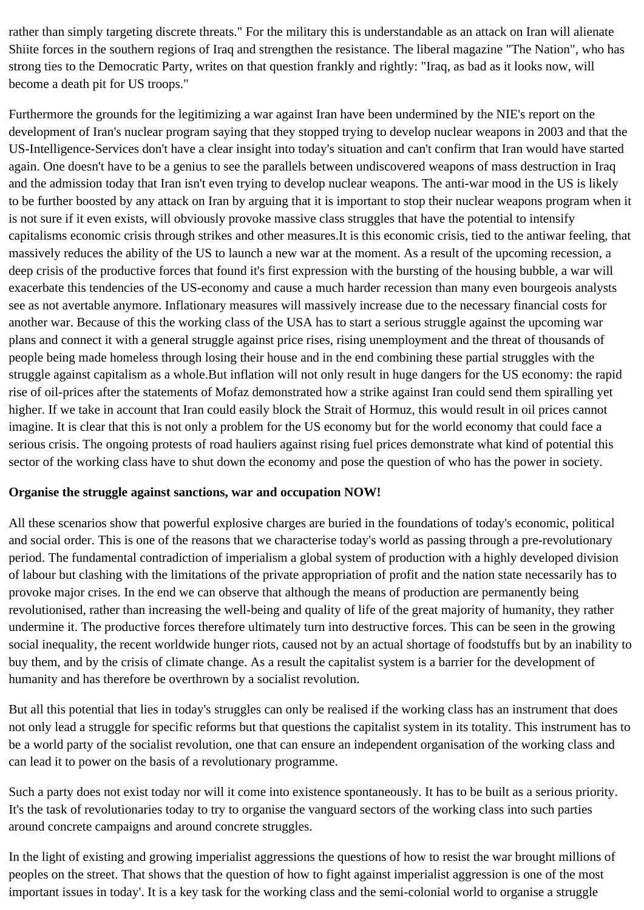rather than simply targeting discrete threats." For the military this is understandable as an attack on Iran will alienate Shiite forces in the southern regions of Iraq and strengthen the resistance. The liberal magazine "The Nation", who has strong ties to the Democratic Party, writes on that question frankly and rightly: "Iraq, as bad as it looks now, will become a death pit for US troops."

Furthermore the grounds for the legitimizing a war against Iran have been undermined by the NIE's report on the development of Iran's nuclear program saying that they stopped trying to develop nuclear weapons in 2003 and that the US-Intelligence-Services don't have a clear insight into today's situation and can't confirm that Iran would have started again. One doesn't have to be a genius to see the parallels between undiscovered weapons of mass destruction in Iraq and the admission today that Iran isn't even trying to develop nuclear weapons. The anti-war mood in the US is likely to be further boosted by any attack on Iran by arguing that it is important to stop their nuclear weapons program when it is not sure if it even exists, will obviously provoke massive class struggles that have the potential to intensify capitalisms economic crisis through strikes and other measures.It is this economic crisis, tied to the antiwar feeling, that massively reduces the ability of the US to launch a new war at the moment. As a result of the upcoming recession, a deep crisis of the productive forces that found it's first expression with the bursting of the housing bubble, a war will exacerbate this tendencies of the US-economy and cause a much harder recession than many even bourgeois analysts see as not avertable anymore. Inflationary measures will massively increase due to the necessary financial costs for another war. Because of this the working class of the USA has to start a serious struggle against the upcoming war plans and connect it with a general struggle against price rises, rising unemployment and the threat of thousands of people being made homeless through losing their house and in the end combining these partial struggles with the struggle against capitalism as a whole.But inflation will not only result in huge dangers for the US economy: the rapid rise of oil-prices after the statements of Mofaz demonstrated how a strike against Iran could send them spiralling yet higher. If we take in account that Iran could easily block the Strait of Hormuz, this would result in oil prices cannot imagine. It is clear that this is not only a problem for the US economy but for the world economy that could face a serious crisis. The ongoing protests of road hauliers against rising fuel prices demonstrate what kind of potential this sector of the working class have to shut down the economy and pose the question of who has the power in society.

**Organise the struggle against sanctions, war and occupation NOW!**

All these scenarios show that powerful explosive charges are buried in the foundations of today's economic, political and social order. This is one of the reasons that we characterise today's world as passing through a pre-revolutionary period. The fundamental contradiction of imperialism a global system of production with a highly developed division of labour but clashing with the limitations of the private appropriation of profit and the nation state necessarily has to provoke major crises. In the end we can observe that although the means of production are permanently being revolutionised, rather than increasing the well-being and quality of life of the great majority of humanity, they rather undermine it. The productive forces therefore ultimately turn into destructive forces. This can be seen in the growing social inequality, the recent worldwide hunger riots, caused not by an actual shortage of foodstuffs but by an inability to buy them, and by the crisis of climate change. As a result the capitalist system is a barrier for the development of humanity and has therefore be overthrown by a socialist revolution.

But all this potential that lies in today's struggles can only be realised if the working class has an instrument that does not only lead a struggle for specific reforms but that questions the capitalist system in its totality. This instrument has to be a world party of the socialist revolution, one that can ensure an independent organisation of the working class and can lead it to power on the basis of a revolutionary programme.

Such a party does not exist today nor will it come into existence spontaneously. It has to be built as a serious priority. It's the task of revolutionaries today to try to organise the vanguard sectors of the working class into such parties around concrete campaigns and around concrete struggles.

In the light of existing and growing imperialist aggressions the questions of how to resist the war brought millions of peoples on the street. That shows that the question of how to fight against imperialist aggression is one of the most important issues in today'. It is a key task for the working class and the semi-colonial world to organise a struggle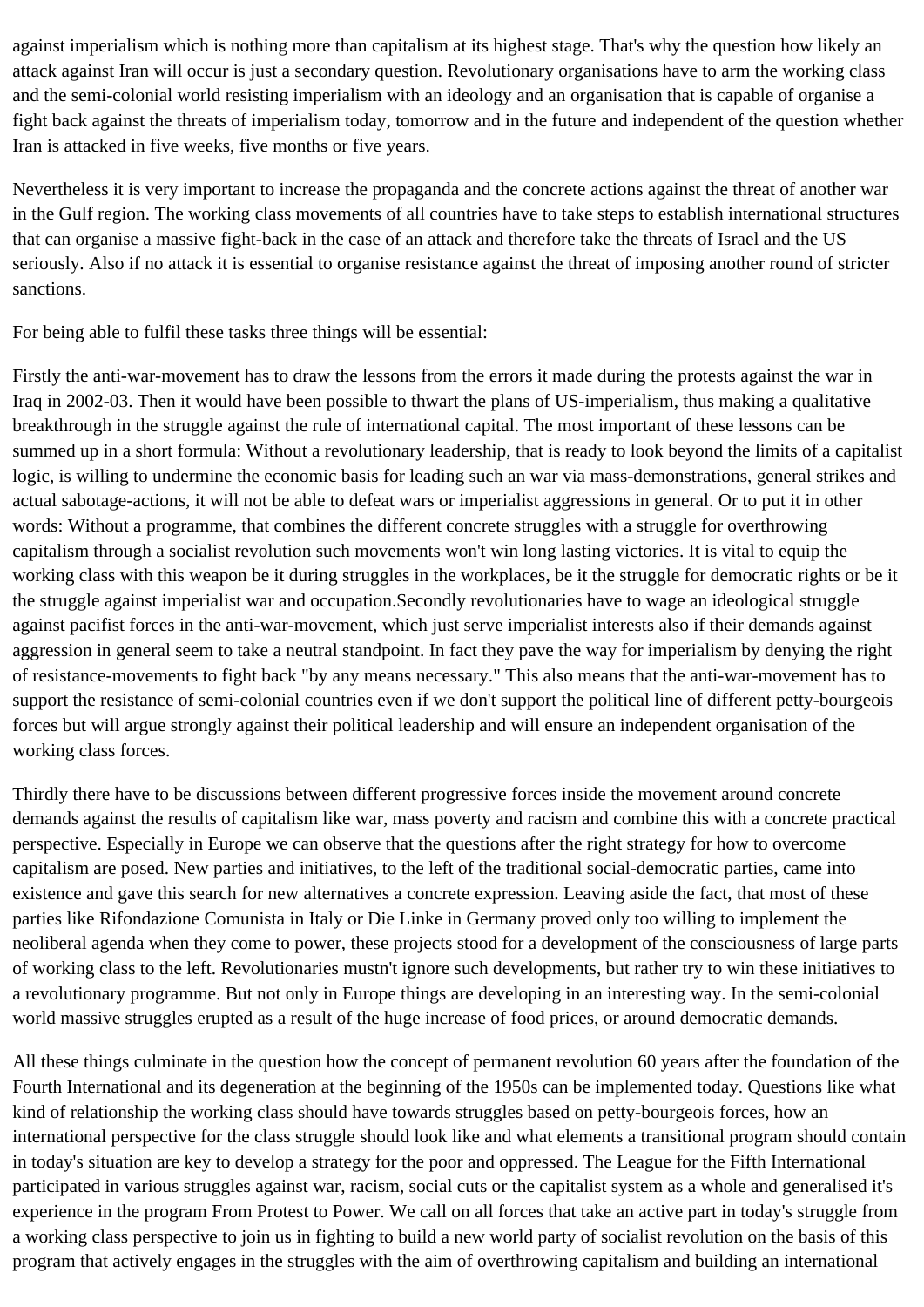against imperialism which is nothing more than capitalism at its highest stage. That's why the question how likely an attack against Iran will occur is just a secondary question. Revolutionary organisations have to arm the working class and the semi-colonial world resisting imperialism with an ideology and an organisation that is capable of organise a fight back against the threats of imperialism today, tomorrow and in the future and independent of the question whether Iran is attacked in five weeks, five months or five years.

Nevertheless it is very important to increase the propaganda and the concrete actions against the threat of another war in the Gulf region. The working class movements of all countries have to take steps to establish international structures that can organise a massive fight-back in the case of an attack and therefore take the threats of Israel and the US seriously. Also if no attack it is essential to organise resistance against the threat of imposing another round of stricter sanctions.

For being able to fulfil these tasks three things will be essential:

Firstly the anti-war-movement has to draw the lessons from the errors it made during the protests against the war in Iraq in 2002-03. Then it would have been possible to thwart the plans of US-imperialism, thus making a qualitative breakthrough in the struggle against the rule of international capital. The most important of these lessons can be summed up in a short formula: Without a revolutionary leadership, that is ready to look beyond the limits of a capitalist logic, is willing to undermine the economic basis for leading such an war via mass-demonstrations, general strikes and actual sabotage-actions, it will not be able to defeat wars or imperialist aggressions in general. Or to put it in other words: Without a programme, that combines the different concrete struggles with a struggle for overthrowing capitalism through a socialist revolution such movements won't win long lasting victories. It is vital to equip the working class with this weapon be it during struggles in the workplaces, be it the struggle for democratic rights or be it the struggle against imperialist war and occupation.Secondly revolutionaries have to wage an ideological struggle against pacifist forces in the anti-war-movement, which just serve imperialist interests also if their demands against aggression in general seem to take a neutral standpoint. In fact they pave the way for imperialism by denying the right of resistance-movements to fight back "by any means necessary." This also means that the anti-war-movement has to support the resistance of semi-colonial countries even if we don't support the political line of different petty-bourgeois forces but will argue strongly against their political leadership and will ensure an independent organisation of the working class forces.

Thirdly there have to be discussions between different progressive forces inside the movement around concrete demands against the results of capitalism like war, mass poverty and racism and combine this with a concrete practical perspective. Especially in Europe we can observe that the questions after the right strategy for how to overcome capitalism are posed. New parties and initiatives, to the left of the traditional social-democratic parties, came into existence and gave this search for new alternatives a concrete expression. Leaving aside the fact, that most of these parties like Rifondazione Comunista in Italy or Die Linke in Germany proved only too willing to implement the neoliberal agenda when they come to power, these projects stood for a development of the consciousness of large parts of working class to the left. Revolutionaries mustn't ignore such developments, but rather try to win these initiatives to a revolutionary programme. But not only in Europe things are developing in an interesting way. In the semi-colonial world massive struggles erupted as a result of the huge increase of food prices, or around democratic demands.

All these things culminate in the question how the concept of permanent revolution 60 years after the foundation of the Fourth International and its degeneration at the beginning of the 1950s can be implemented today. Questions like what kind of relationship the working class should have towards struggles based on petty-bourgeois forces, how an international perspective for the class struggle should look like and what elements a transitional program should contain in today's situation are key to develop a strategy for the poor and oppressed. The League for the Fifth International participated in various struggles against war, racism, social cuts or the capitalist system as a whole and generalised it's experience in the program From Protest to Power. We call on all forces that take an active part in today's struggle from a working class perspective to join us in fighting to build a new world party of socialist revolution on the basis of this program that actively engages in the struggles with the aim of overthrowing capitalism and building an international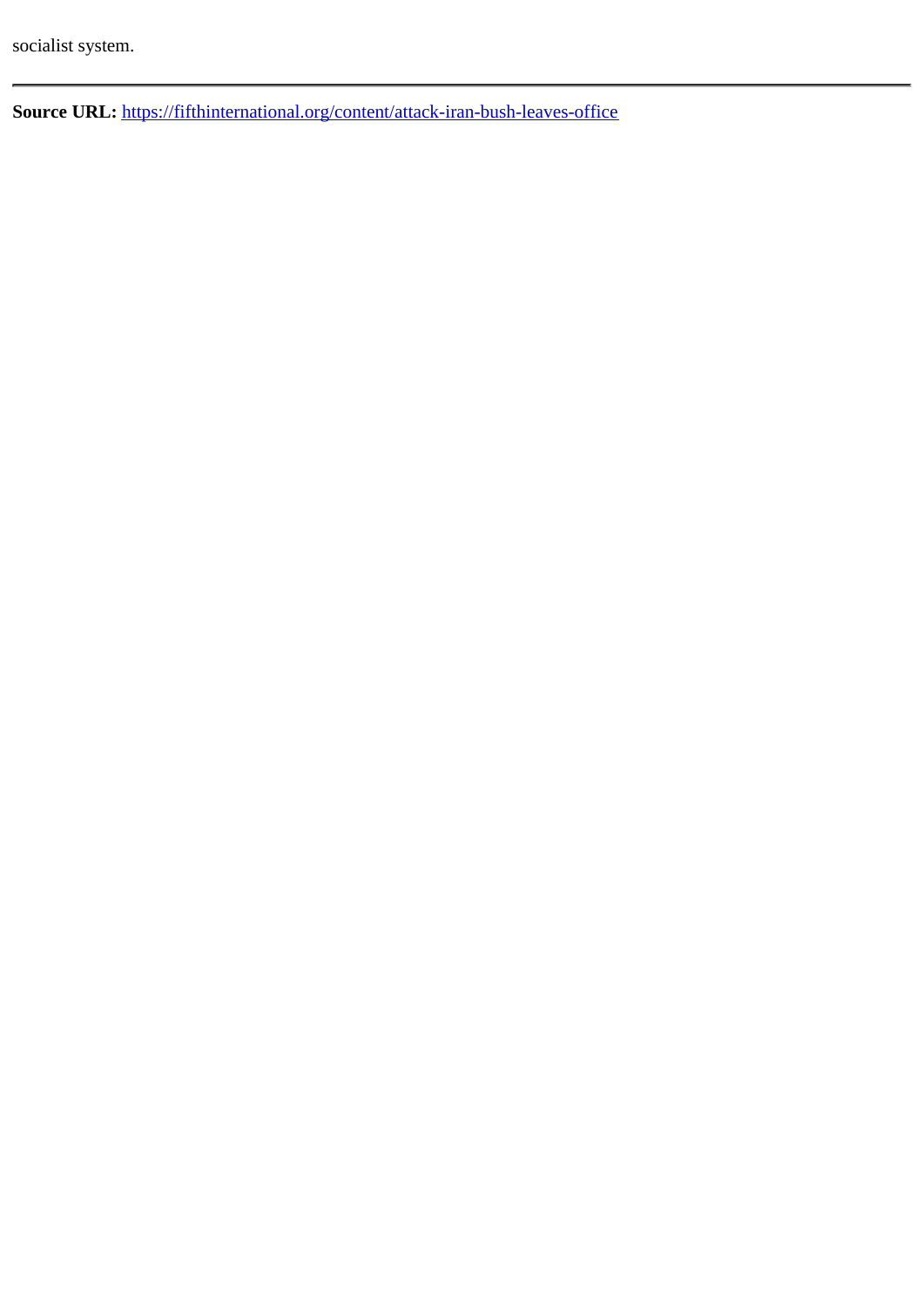socialist system.

---

**Source URL:** https://fifthinternational.org/content/attack-iran-bush-leaves-office